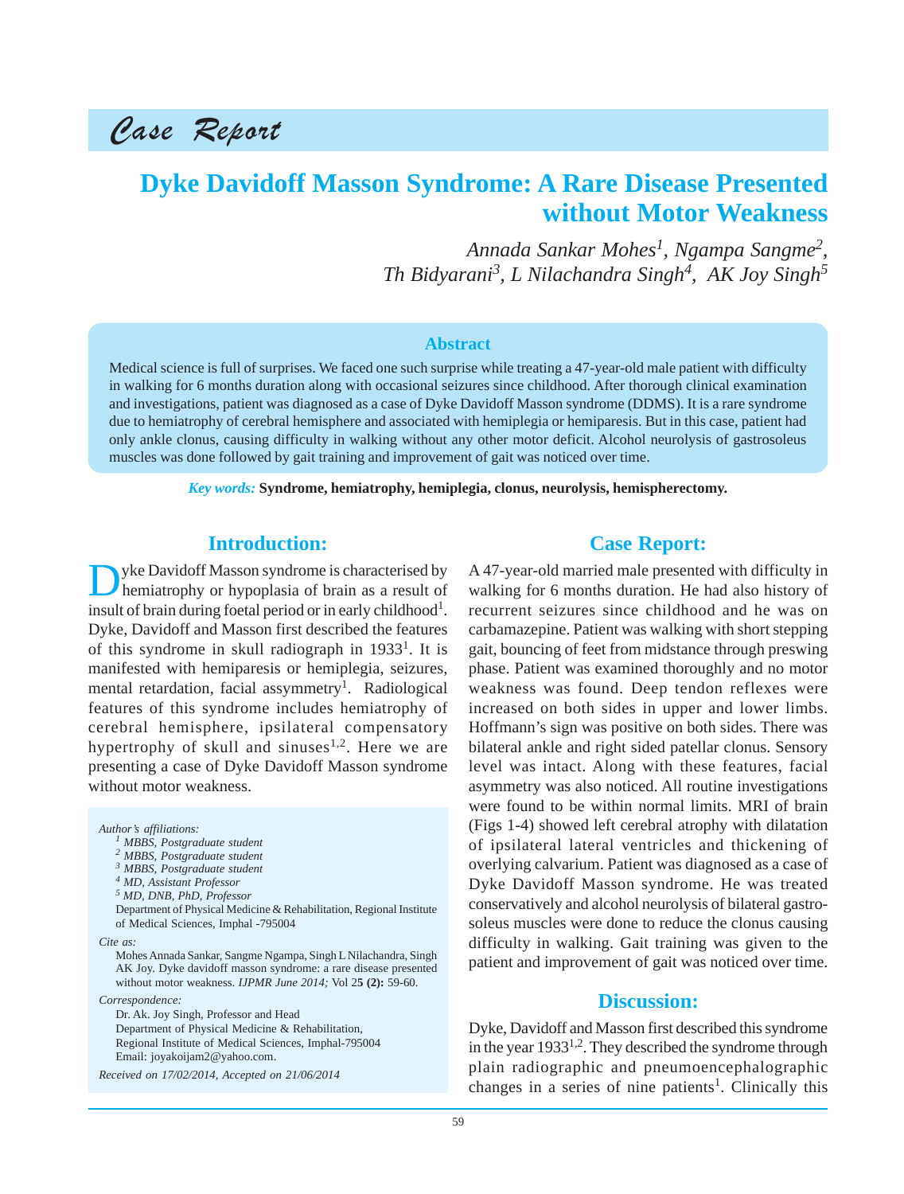*Case Report*

# Dyke Davidoff Masson Syndrome: A Rare Disease Presented without Motor Weakness

*Annada Sankar Mohes[1], Ngampa Sangme[2], Th Bidyarani[3], L Nilachandra Singh[4], AK Joy Singh[5]*

## Abstract

Medical science is full of surprises. We faced one such surprise while treating a 47-year-old male patient with difficulty in walking for 6 months duration along with occasional seizures since childhood. After thorough clinical examination and investigations, patient was diagnosed as a case of Dyke Davidoff Masson syndrome (DDMS). It is a rare syndrome due to hemiatrophy of cerebral hemisphere and associated with hemiplegia or hemiparesis. But in this case, patient had only ankle clonus, causing difficulty in walking without any other motor deficit. Alcohol neurolysis of gastrosoleus muscles was done followed by gait training and improvement of gait was noticed over time.

*Key words:* **Syndrome, hemiatrophy, hemiplegia, clonus, neurolysis, hemispherectomy.**

## Introduction:

Dyke Davidoff Masson syndrome is characterised by hemiatrophy or hypoplasia of brain as a result of insult of brain during foetal period or in early childhood[1]. Dyke, Davidoff and Masson first described the features of this syndrome in skull radiograph in 1933[1]. It is manifested with hemiparesis or hemiplegia, seizures, mental retardation, facial assymmetry[1]. Radiological features of this syndrome includes hemiatrophy of cerebral hemisphere, ipsilateral compensatory hypertrophy of skull and sinuses[1,2]. Here we are presenting a case of Dyke Davidoff Masson syndrome without motor weakness.

*Author's affiliations:*
[1] *MBBS, Postgraduate student*
[2] *MBBS, Postgraduate student*
[3] *MBBS, Postgraduate student*
[4] *MD, Assistant Professor*
[5] *MD, DNB, PhD, Professor*
Department of Physical Medicine & Rehabilitation, Regional Institute of Medical Sciences, Imphal -795004

*Cite as:*
Mohes Annada Sankar, Sangme Ngampa, Singh L Nilachandra, Singh AK Joy. Dyke davidoff masson syndrome: a rare disease presented without motor weakness. *IJPMR June 2014;* Vol 2**5 (2):** 59-60.

*Correspondence:*
Dr. Ak. Joy Singh, Professor and Head
Department of Physical Medicine & Rehabilitation,
Regional Institute of Medical Sciences, Imphal-795004
Email: joyakoijam2@yahoo.com.

*Received on 17/02/2014, Accepted on 21/06/2014*

## Case Report:

A 47-year-old married male presented with difficulty in walking for 6 months duration. He had also history of recurrent seizures since childhood and he was on carbamazepine. Patient was walking with short stepping gait, bouncing of feet from midstance through preswing phase. Patient was examined thoroughly and no motor weakness was found. Deep tendon reflexes were increased on both sides in upper and lower limbs. Hoffmann's sign was positive on both sides. There was bilateral ankle and right sided patellar clonus. Sensory level was intact. Along with these features, facial asymmetry was also noticed. All routine investigations were found to be within normal limits. MRI of brain (Figs 1-4) showed left cerebral atrophy with dilatation of ipsilateral lateral ventricles and thickening of overlying calvarium. Patient was diagnosed as a case of Dyke Davidoff Masson syndrome. He was treated conservatively and alcohol neurolysis of bilateral gastro-soleus muscles were done to reduce the clonus causing difficulty in walking. Gait training was given to the patient and improvement of gait was noticed over time.

## Discussion:

Dyke, Davidoff and Masson first described this syndrome in the year 1933[1,2]. They described the syndrome through plain radiographic and pneumoencephalographic changes in a series of nine patients[1]. Clinically this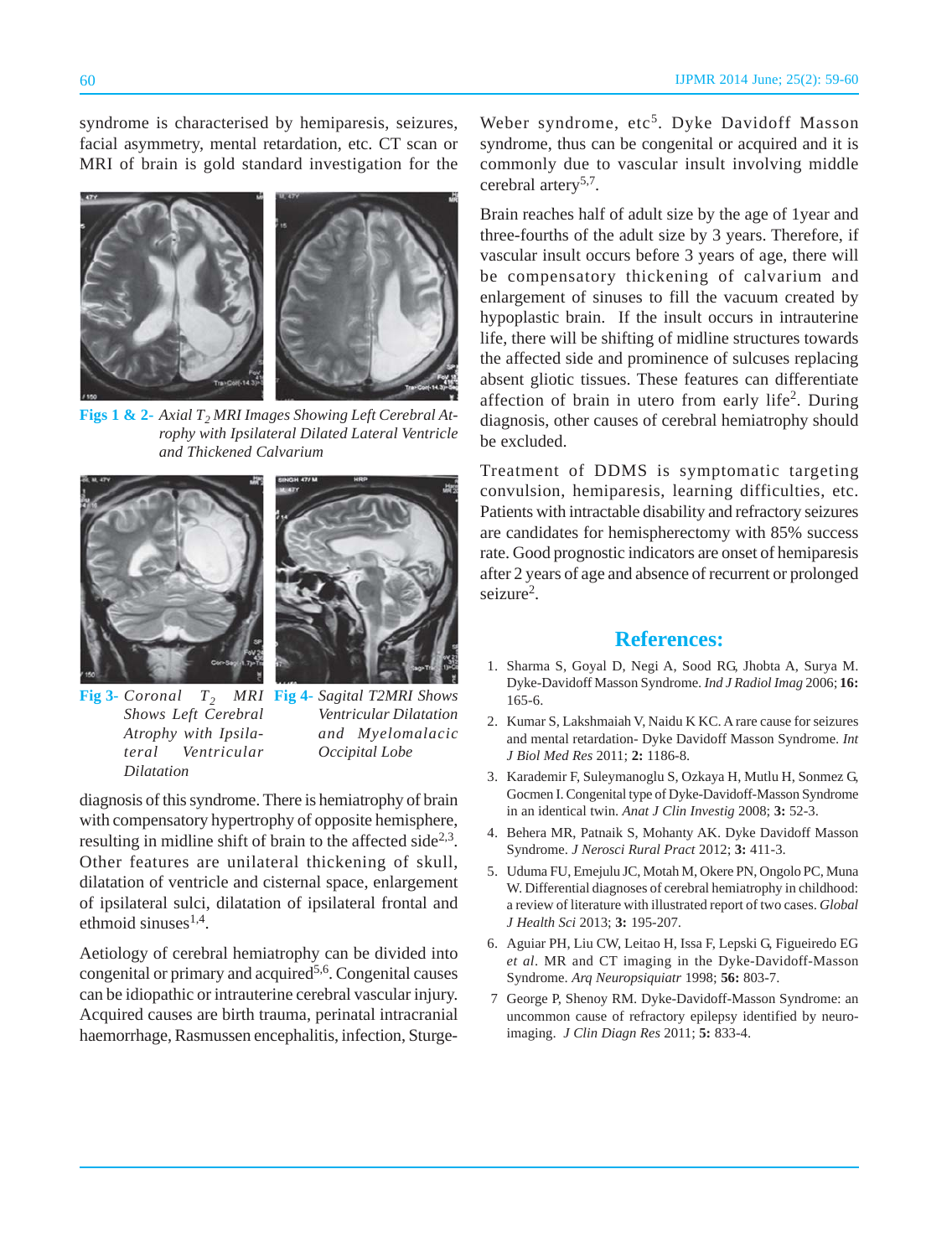syndrome is characterised by hemiparesis, seizures, facial asymmetry, mental retardation, etc. CT scan or MRI of brain is gold standard investigation for the diagnosis of this syndrome. There is hemiatrophy of brain with compensatory hypertrophy of opposite hemisphere, resulting in midline shift of brain to the affected side[2,3]. Other features are unilateral thickening of skull, dilatation of ventricle and cisternal space, enlargement of ipsilateral sulci, dilatation of ipsilateral frontal and ethmoid sinuses[1,4].

**Figs 1 & 2-** *Axial $T_2$ MRI Images Showing Left Cerebral Atrophy with Ipsilateral Dilated Lateral Ventricle and Thickened Calvarium*

**Fig 3-** *Coronal $T_2$ MRI Shows Left Cerebral Atrophy with Ipsilateral Ventricular Dilatation*

**Fig 4-** *Sagital T2MRI Shows Ventricular Dilatation and Myelomalacic Occipital Lobe*

Aetiology of cerebral hemiatrophy can be divided into congenital or primary and acquired[5,6]. Congenital causes can be idiopathic or intrauterine cerebral vascular injury. Acquired causes are birth trauma, perinatal intracranial haemorrhage, Rasmussen encephalitis, infection, Sturge-Weber syndrome, etc[5]. Dyke Davidoff Masson syndrome, thus can be congenital or acquired and it is commonly due to vascular insult involving middle cerebral artery[5,7].

Brain reaches half of adult size by the age of 1year and three-fourths of the adult size by 3 years. Therefore, if vascular insult occurs before 3 years of age, there will be compensatory thickening of calvarium and enlargement of sinuses to fill the vacuum created by hypoplastic brain. If the insult occurs in intrauterine life, there will be shifting of midline structures towards the affected side and prominence of sulcuses replacing absent gliotic tissues. These features can differentiate affection of brain in utero from early life[2]. During diagnosis, other causes of cerebral hemiatrophy should be excluded.

Treatment of DDMS is symptomatic targeting convulsion, hemiparesis, learning difficulties, etc. Patients with intractable disability and refractory seizures are candidates for hemispherectomy with 85% success rate. Good prognostic indicators are onset of hemiparesis after 2 years of age and absence of recurrent or prolonged seizure[2].

## References:

1. Sharma S, Goyal D, Negi A, Sood RG, Jhobta A, Surya M. Dyke-Davidoff Masson Syndrome. *Ind J Radiol Imag* 2006; **16:** 165-6.
2. Kumar S, Lakshmaiah V, Naidu K KC. A rare cause for seizures and mental retardation- Dyke Davidoff Masson Syndrome. *Int J Biol Med Res* 2011; **2:** 1186-8.
3. Karademir F, Suleymanoglu S, Ozkaya H, Mutlu H, Sonmez G, Gocmen I. Congenital type of Dyke-Davidoff-Masson Syndrome in an identical twin. *Anat J Clin Investig* 2008; **3:** 52-3.
4. Behera MR, Patnaik S, Mohanty AK. Dyke Davidoff Masson Syndrome. *J Nerosci Rural Pract* 2012; **3:** 411-3.
5. Uduma FU, Emejulu JC, Motah M, Okere PN, Ongolo PC, Muna W. Differential diagnoses of cerebral hemiatrophy in childhood: a review of literature with illustrated report of two cases. *Global J Health Sci* 2013; **3:** 195-207.
6. Aguiar PH, Liu CW, Leitao H, Issa F, Lepski G, Figueiredo EG *et al*. MR and CT imaging in the Dyke-Davidoff-Masson Syndrome. *Arq Neuropsiquiatr* 1998; **56:** 803-7.
7. George P, Shenoy RM. Dyke-Davidoff-Masson Syndrome: an uncommon cause of refractory epilepsy identified by neuro-imaging. *J Clin Diagn Res* 2011; **5:** 833-4.